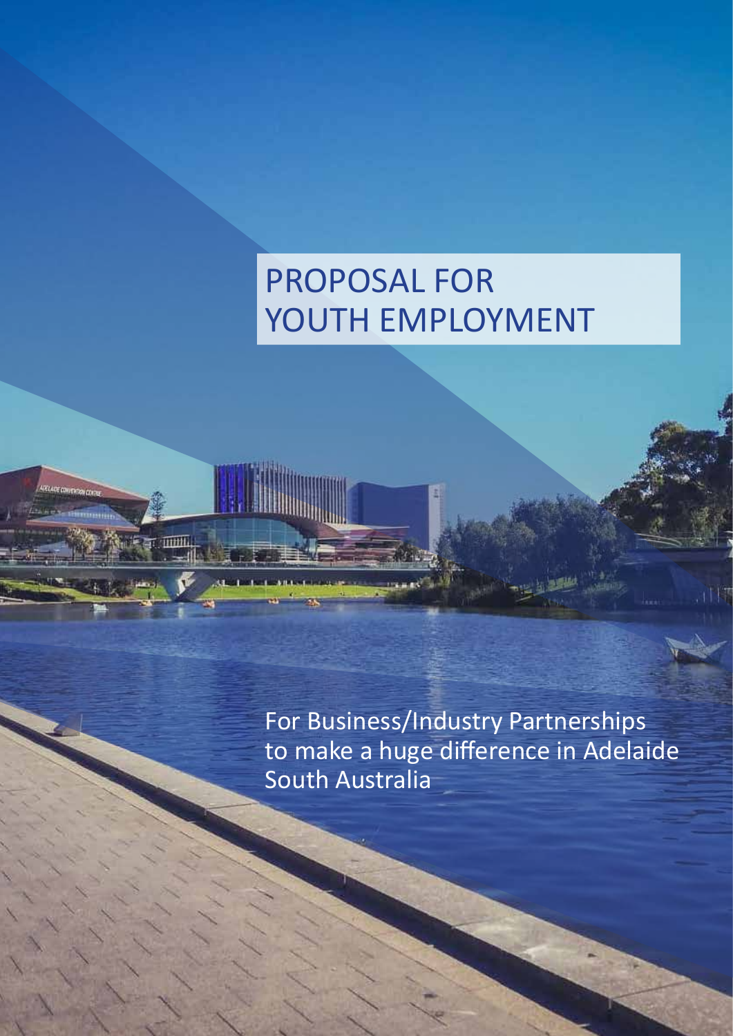# PROPOSAL FOR YOUTH EMPLOYMENT

For Business/Industry Partnerships to make a huge difference in Adelaide South Australia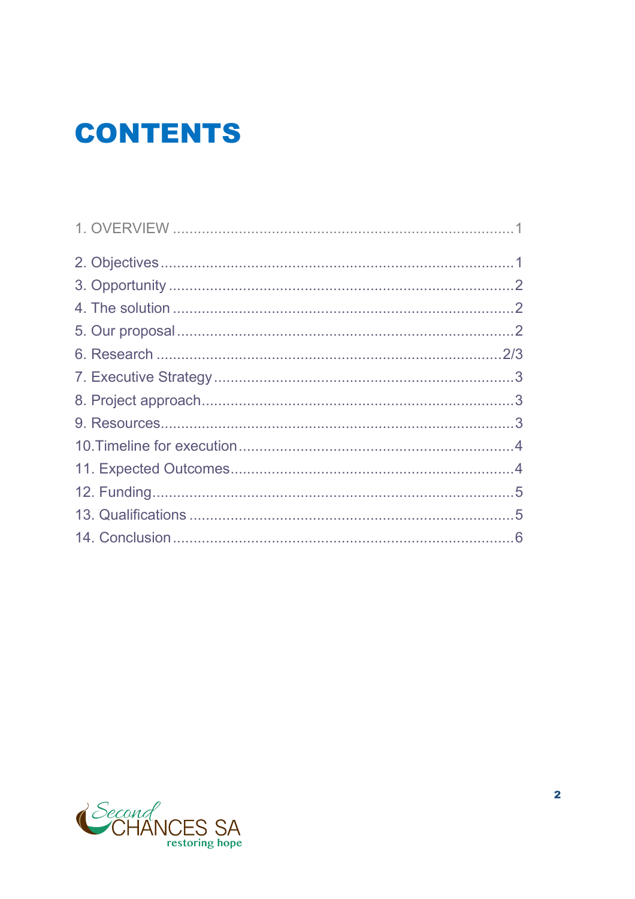# CONTENTS

1. OVERVIEW ..................................................................................1

2. Objectives.....................................................................................1
3. Opportunity ...................................................................................2
4. The solution ...................................................................................2
5. Our proposal..................................................................................2
6. Research ...................................................................................2/3
7. Executive Strategy.........................................................................3
8. Project approach............................................................................3
9. Resources......................................................................................3
10. Timeline for execution..................................................................4
11. Expected Outcomes.....................................................................4
12. Funding........................................................................................5
13. Qualifications ...............................................................................5
14. Conclusion...................................................................................6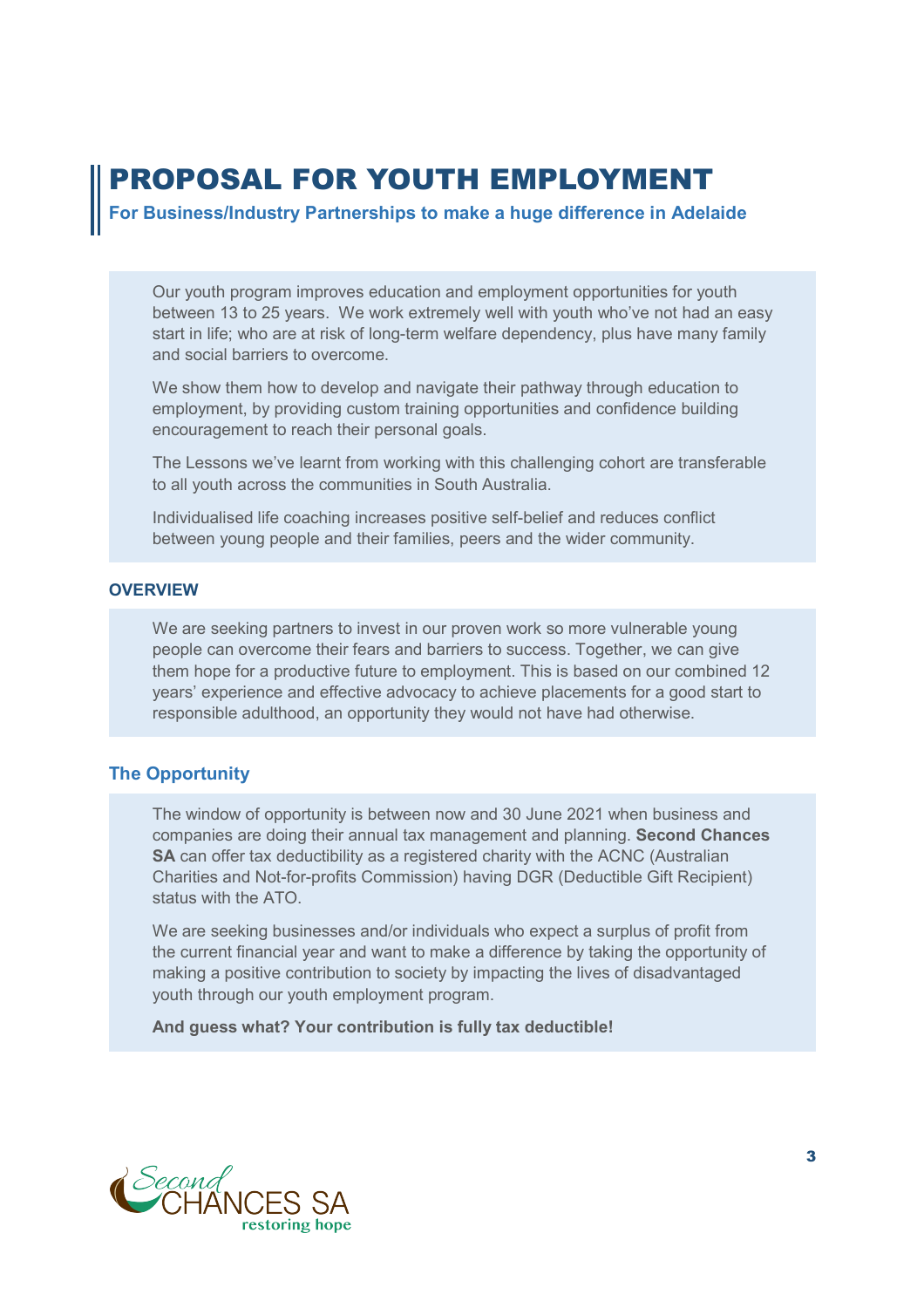# PROPOSAL FOR YOUTH EMPLOYMENT

**For Business/Industry Partnerships to make a huge difference in Adelaide**

Our youth program improves education and employment opportunities for youth between 13 to 25 years. We work extremely well with youth who've not had an easy start in life; who are at risk of long-term welfare dependency, plus have many family and social barriers to overcome.

We show them how to develop and navigate their pathway through education to employment, by providing custom training opportunities and confidence building encouragement to reach their personal goals.

The Lessons we've learnt from working with this challenging cohort are transferable to all youth across the communities in South Australia.

Individualised life coaching increases positive self-belief and reduces conflict between young people and their families, peers and the wider community.

#### OVERVIEW

We are seeking partners to invest in our proven work so more vulnerable young people can overcome their fears and barriers to success. Together, we can give them hope for a productive future to employment. This is based on our combined 12 years' experience and effective advocacy to achieve placements for a good start to responsible adulthood, an opportunity they would not have had otherwise.

### The Opportunity

The window of opportunity is between now and 30 June 2021 when business and companies are doing their annual tax management and planning. **Second Chances SA** can offer tax deductibility as a registered charity with the ACNC (Australian Charities and Not-for-profits Commission) having DGR (Deductible Gift Recipient) status with the ATO.

We are seeking businesses and/or individuals who expect a surplus of profit from the current financial year and want to make a difference by taking the opportunity of making a positive contribution to society by impacting the lives of disadvantaged youth through our youth employment program.

**And guess what? Your contribution is fully tax deductible!**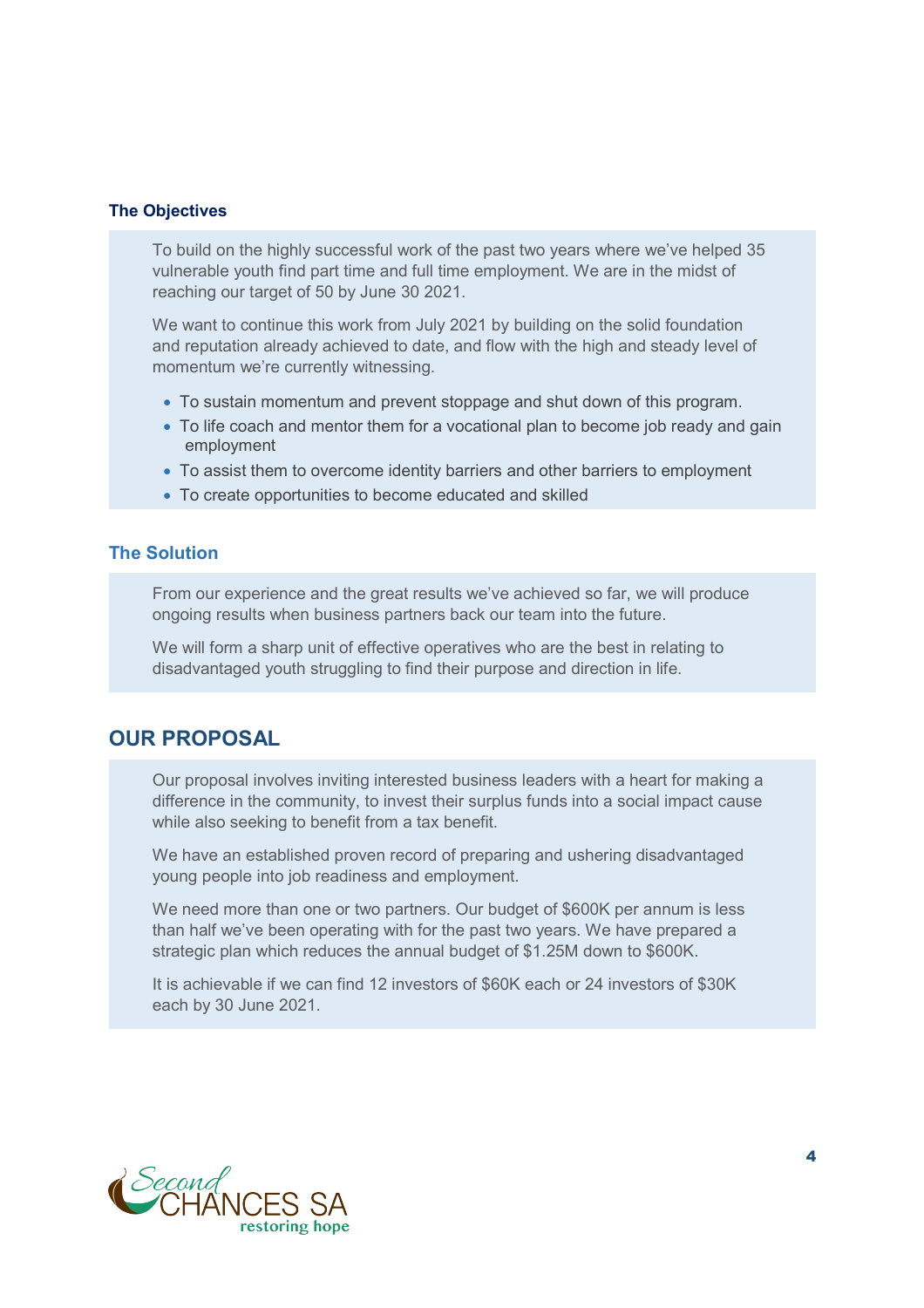### The Objectives

To build on the highly successful work of the past two years where we've helped 35 vulnerable youth find part time and full time employment. We are in the midst of reaching our target of 50 by June 30 2021.

We want to continue this work from July 2021 by building on the solid foundation and reputation already achieved to date, and flow with the high and steady level of momentum we're currently witnessing.

- To sustain momentum and prevent stoppage and shut down of this program.
- To life coach and mentor them for a vocational plan to become job ready and gain employment
- To assist them to overcome identity barriers and other barriers to employment
- To create opportunities to become educated and skilled

### The Solution

From our experience and the great results we've achieved so far, we will produce ongoing results when business partners back our team into the future.

We will form a sharp unit of effective operatives who are the best in relating to disadvantaged youth struggling to find their purpose and direction in life.

## OUR PROPOSAL

Our proposal involves inviting interested business leaders with a heart for making a difference in the community, to invest their surplus funds into a social impact cause while also seeking to benefit from a tax benefit.

We have an established proven record of preparing and ushering disadvantaged young people into job readiness and employment.

We need more than one or two partners. Our budget of $600K per annum is less than half we've been operating with for the past two years. We have prepared a strategic plan which reduces the annual budget of $1.25M down to $600K.

It is achievable if we can find 12 investors of $60K each or 24 investors of $30K each by 30 June 2021.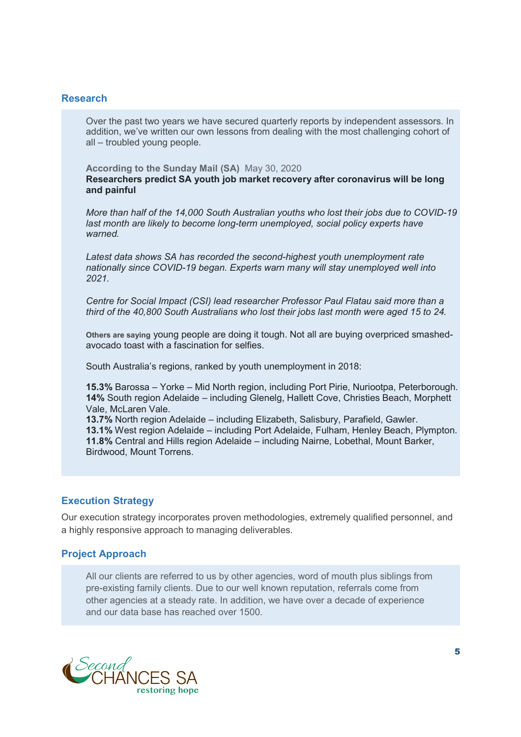## Research

Over the past two years we have secured quarterly reports by independent assessors. In addition, we've written our own lessons from dealing with the most challenging cohort of all – troubled young people.

**According to the Sunday Mail (SA)** May 30, 2020

**Researchers predict SA youth job market recovery after coronavirus will be long and painful**

*More than half of the 14,000 South Australian youths who lost their jobs due to COVID-19 last month are likely to become long-term unemployed, social policy experts have warned.*

*Latest data shows SA has recorded the second-highest youth unemployment rate nationally since COVID-19 began. Experts warn many will stay unemployed well into 2021.*

*Centre for Social Impact (CSI) lead researcher Professor Paul Flatau said more than a third of the 40,800 South Australians who lost their jobs last month were aged 15 to 24.*

**Others are saying** young people are doing it tough. Not all are buying overpriced smashed-avocado toast with a fascination for selfies.

South Australia's regions, ranked by youth unemployment in 2018:

**15.3%** Barossa – Yorke – Mid North region, including Port Pirie, Nuriootpa, Peterborough.
**14%** South region Adelaide – including Glenelg, Hallett Cove, Christies Beach, Morphett Vale, McLaren Vale.
**13.7%** North region Adelaide – including Elizabeth, Salisbury, Parafield, Gawler.
**13.1%** West region Adelaide – including Port Adelaide, Fulham, Henley Beach, Plympton.
**11.8%** Central and Hills region Adelaide – including Nairne, Lobethal, Mount Barker, Birdwood, Mount Torrens.

## Execution Strategy

Our execution strategy incorporates proven methodologies, extremely qualified personnel, and a highly responsive approach to managing deliverables.

## Project Approach

All our clients are referred to us by other agencies, word of mouth plus siblings from pre-existing family clients. Due to our well known reputation, referrals come from other agencies at a steady rate. In addition, we have over a decade of experience and our data base has reached over 1500.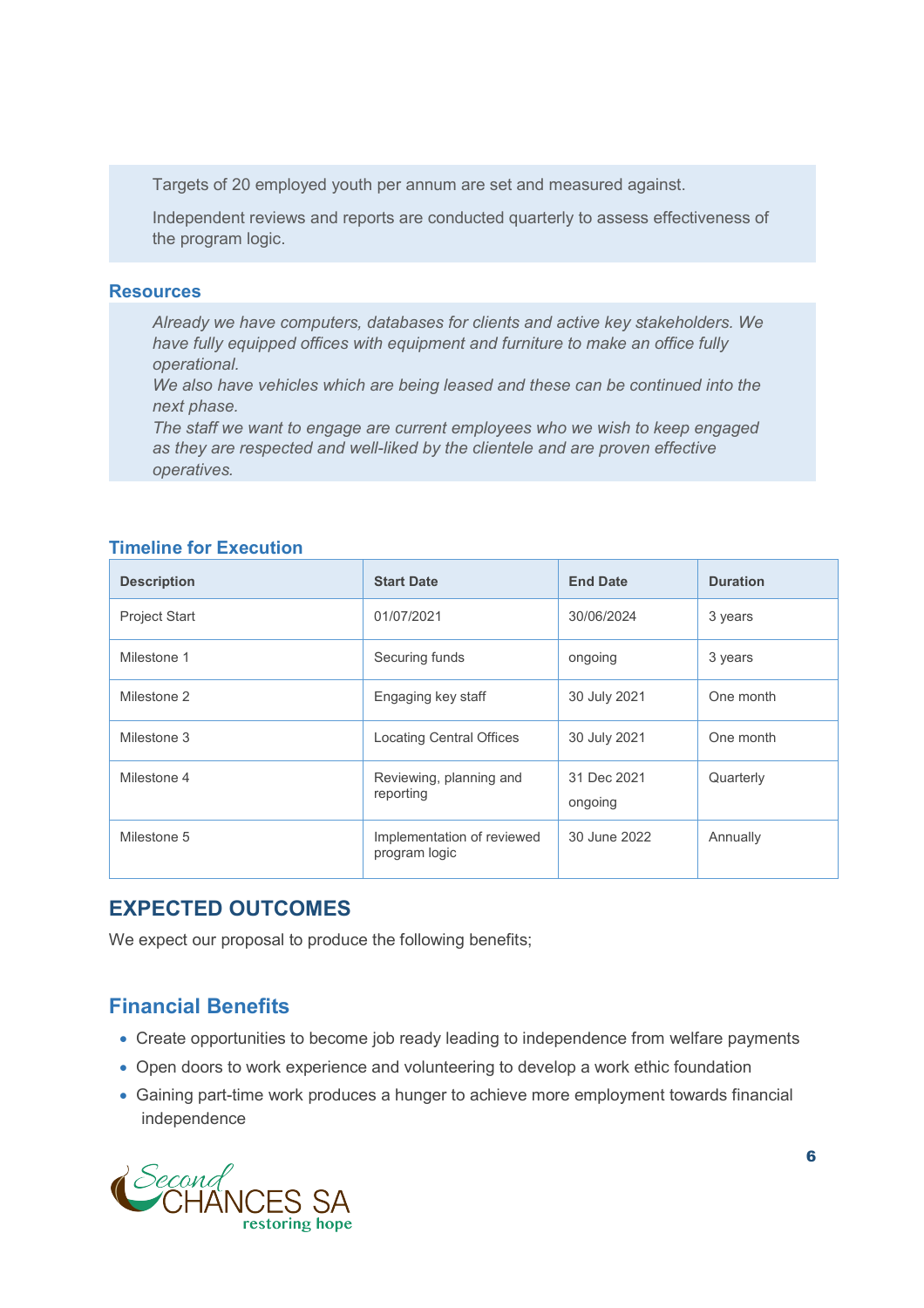Targets of 20 employed youth per annum are set and measured against.

Independent reviews and reports are conducted quarterly to assess effectiveness of the program logic.

## Resources

*Already we have computers, databases for clients and active key stakeholders. We have fully equipped offices with equipment and furniture to make an office fully operational.*
*We also have vehicles which are being leased and these can be continued into the next phase.*
*The staff we want to engage are current employees who we wish to keep engaged as they are respected and well-liked by the clientele and are proven effective operatives.*

## Timeline for Execution

| Description | Start Date | End Date | Duration |
|---|---|---|---|
| Project Start | 01/07/2021 | 30/06/2024 | 3 years |
| Milestone 1 | Securing funds | ongoing | 3 years |
| Milestone 2 | Engaging key staff | 30 July 2021 | One month |
| Milestone 3 | Locating Central Offices | 30 July 2021 | One month |
| Milestone 4 | Reviewing, planning and reporting | 31 Dec 2021 ongoing | Quarterly |
| Milestone 5 | Implementation of reviewed program logic | 30 June 2022 | Annually |

# EXPECTED OUTCOMES

We expect our proposal to produce the following benefits;

## Financial Benefits

- Create opportunities to become job ready leading to independence from welfare payments
- Open doors to work experience and volunteering to develop a work ethic foundation
- Gaining part-time work produces a hunger to achieve more employment towards financial independence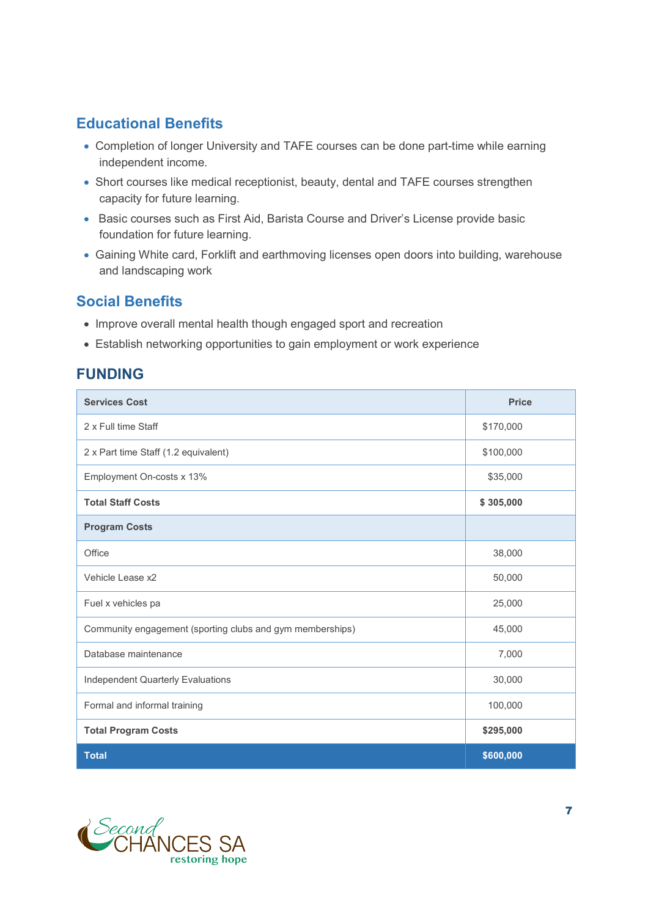## Educational Benefits

- Completion of longer University and TAFE courses can be done part-time while earning independent income.
- Short courses like medical receptionist, beauty, dental and TAFE courses strengthen capacity for future learning.
- Basic courses such as First Aid, Barista Course and Driver's License provide basic foundation for future learning.
- Gaining White card, Forklift and earthmoving licenses open doors into building, warehouse and landscaping work

## Social Benefits

- Improve overall mental health though engaged sport and recreation
- Establish networking opportunities to gain employment or work experience

## FUNDING

| Services Cost | Price |
|---|---|
| 2 x Full time Staff | $170,000 |
| 2 x Part time Staff (1.2 equivalent) | $100,000 |
| Employment On-costs x 13% | $35,000 |
| **Total Staff Costs** | **$ 305,000** |
| **Program Costs** | |
| Office | 38,000 |
| Vehicle Lease x2 | 50,000 |
| Fuel x vehicles pa | 25,000 |
| Community engagement (sporting clubs and gym memberships) | 45,000 |
| Database maintenance | 7,000 |
| Independent Quarterly Evaluations | 30,000 |
| Formal and informal training | 100,000 |
| **Total Program Costs** | **$295,000** |
| **Total** | **$600,000** |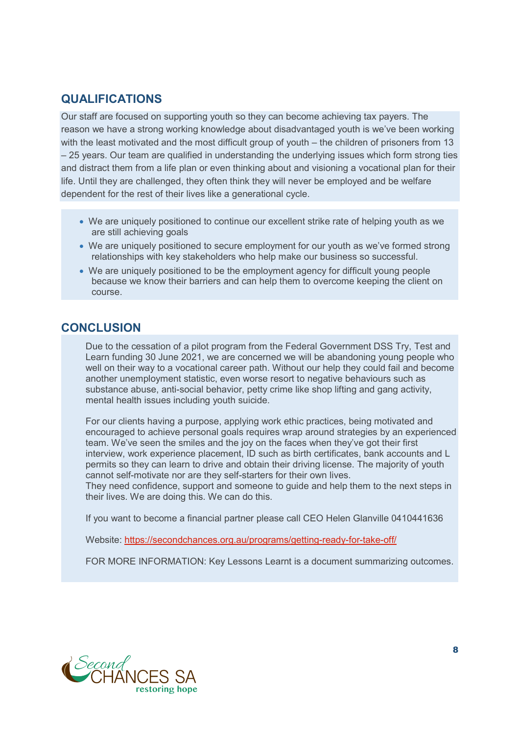## QUALIFICATIONS

Our staff are focused on supporting youth so they can become achieving tax payers. The reason we have a strong working knowledge about disadvantaged youth is we've been working with the least motivated and the most difficult group of youth – the children of prisoners from 13 – 25 years. Our team are qualified in understanding the underlying issues which form strong ties and distract them from a life plan or even thinking about and visioning a vocational plan for their life. Until they are challenged, they often think they will never be employed and be welfare dependent for the rest of their lives like a generational cycle.

- We are uniquely positioned to continue our excellent strike rate of helping youth as we are still achieving goals
- We are uniquely positioned to secure employment for our youth as we've formed strong relationships with key stakeholders who help make our business so successful.
- We are uniquely positioned to be the employment agency for difficult young people because we know their barriers and can help them to overcome keeping the client on course.

## CONCLUSION

Due to the cessation of a pilot program from the Federal Government DSS Try, Test and Learn funding 30 June 2021, we are concerned we will be abandoning young people who well on their way to a vocational career path. Without our help they could fail and become another unemployment statistic, even worse resort to negative behaviours such as substance abuse, anti-social behavior, petty crime like shop lifting and gang activity, mental health issues including youth suicide.

For our clients having a purpose, applying work ethic practices, being motivated and encouraged to achieve personal goals requires wrap around strategies by an experienced team. We've seen the smiles and the joy on the faces when they've got their first interview, work experience placement, ID such as birth certificates, bank accounts and L permits so they can learn to drive and obtain their driving license. The majority of youth cannot self-motivate nor are they self-starters for their own lives.
They need confidence, support and someone to guide and help them to the next steps in their lives. We are doing this. We can do this.

If you want to become a financial partner please call CEO Helen Glanville 0410441636

Website: https://secondchances.org.au/programs/getting-ready-for-take-off/

FOR MORE INFORMATION: Key Lessons Learnt is a document summarizing outcomes.

Second CHANCES SA restoring hope